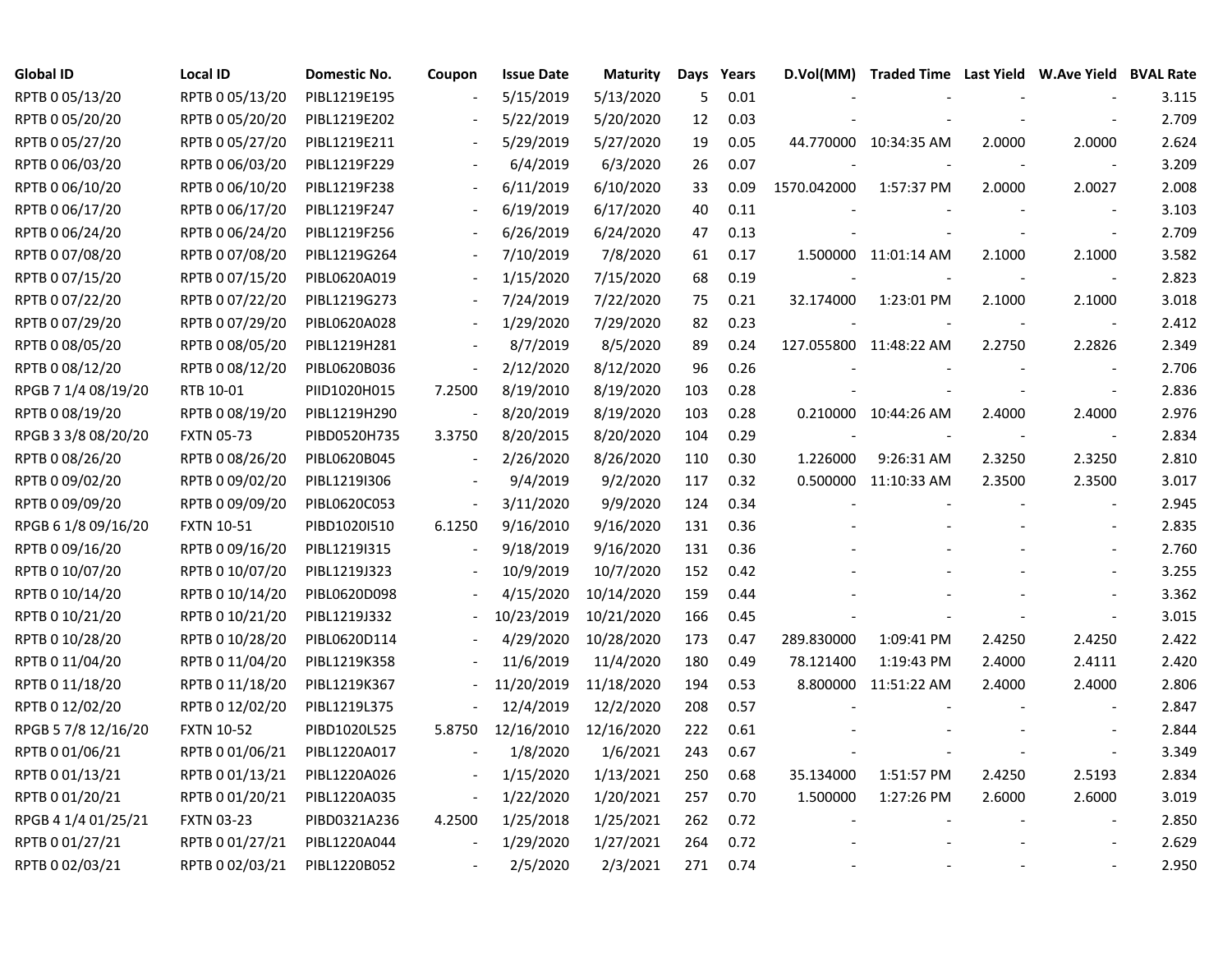| Global ID | Local ID | Domestic No. | Coupon | Issue Date | Maturity | Days | Years | D.Vol(MM) | Traded Time | Last Yield | W.Ave Yield | BVAL Rate |
|---|---|---|---|---|---|---|---|---|---|---|---|---|
| RPTB 0 05/13/20 | RPTB 0 05/13/20 | PIBL1219E195 | - | 5/15/2019 | 5/13/2020 | 5 | 0.01 | - | - | - | - | 3.115 |
| RPTB 0 05/20/20 | RPTB 0 05/20/20 | PIBL1219E202 | - | 5/22/2019 | 5/20/2020 | 12 | 0.03 | - | - | - | - | 2.709 |
| RPTB 0 05/27/20 | RPTB 0 05/27/20 | PIBL1219E211 | - | 5/29/2019 | 5/27/2020 | 19 | 0.05 | 44.770000 | 10:34:35 AM | 2.0000 | 2.0000 | 2.624 |
| RPTB 0 06/03/20 | RPTB 0 06/03/20 | PIBL1219F229 | - | 6/4/2019 | 6/3/2020 | 26 | 0.07 | - | - | - | - | 3.209 |
| RPTB 0 06/10/20 | RPTB 0 06/10/20 | PIBL1219F238 | - | 6/11/2019 | 6/10/2020 | 33 | 0.09 | 1570.042000 | 1:57:37 PM | 2.0000 | 2.0027 | 2.008 |
| RPTB 0 06/17/20 | RPTB 0 06/17/20 | PIBL1219F247 | - | 6/19/2019 | 6/17/2020 | 40 | 0.11 | - | - | - | - | 3.103 |
| RPTB 0 06/24/20 | RPTB 0 06/24/20 | PIBL1219F256 | - | 6/26/2019 | 6/24/2020 | 47 | 0.13 | - | - | - | - | 2.709 |
| RPTB 0 07/08/20 | RPTB 0 07/08/20 | PIBL1219G264 | - | 7/10/2019 | 7/8/2020 | 61 | 0.17 | 1.500000 | 11:01:14 AM | 2.1000 | 2.1000 | 3.582 |
| RPTB 0 07/15/20 | RPTB 0 07/15/20 | PIBL0620A019 | - | 1/15/2020 | 7/15/2020 | 68 | 0.19 | - | - | - | - | 2.823 |
| RPTB 0 07/22/20 | RPTB 0 07/22/20 | PIBL1219G273 | - | 7/24/2019 | 7/22/2020 | 75 | 0.21 | 32.174000 | 1:23:01 PM | 2.1000 | 2.1000 | 3.018 |
| RPTB 0 07/29/20 | RPTB 0 07/29/20 | PIBL0620A028 | - | 1/29/2020 | 7/29/2020 | 82 | 0.23 | - | - | - | - | 2.412 |
| RPTB 0 08/05/20 | RPTB 0 08/05/20 | PIBL1219H281 | - | 8/7/2019 | 8/5/2020 | 89 | 0.24 | 127.055800 | 11:48:22 AM | 2.2750 | 2.2826 | 2.349 |
| RPTB 0 08/12/20 | RPTB 0 08/12/20 | PIBL0620B036 | - | 2/12/2020 | 8/12/2020 | 96 | 0.26 | - | - | - | - | 2.706 |
| RPGB 7 1/4 08/19/20 | RTB 10-01 | PIID1020H015 | 7.2500 | 8/19/2010 | 8/19/2020 | 103 | 0.28 | - | - | - | - | 2.836 |
| RPTB 0 08/19/20 | RPTB 0 08/19/20 | PIBL1219H290 | - | 8/20/2019 | 8/19/2020 | 103 | 0.28 | 0.210000 | 10:44:26 AM | 2.4000 | 2.4000 | 2.976 |
| RPGB 3 3/8 08/20/20 | FXTN 05-73 | PIBD0520H735 | 3.3750 | 8/20/2015 | 8/20/2020 | 104 | 0.29 | - | - | - | - | 2.834 |
| RPTB 0 08/26/20 | RPTB 0 08/26/20 | PIBL0620B045 | - | 2/26/2020 | 8/26/2020 | 110 | 0.30 | 1.226000 | 9:26:31 AM | 2.3250 | 2.3250 | 2.810 |
| RPTB 0 09/02/20 | RPTB 0 09/02/20 | PIBL1219I306 | - | 9/4/2019 | 9/2/2020 | 117 | 0.32 | 0.500000 | 11:10:33 AM | 2.3500 | 2.3500 | 3.017 |
| RPTB 0 09/09/20 | RPTB 0 09/09/20 | PIBL0620C053 | - | 3/11/2020 | 9/9/2020 | 124 | 0.34 | - | - | - | - | 2.945 |
| RPGB 6 1/8 09/16/20 | FXTN 10-51 | PIBD1020I510 | 6.1250 | 9/16/2010 | 9/16/2020 | 131 | 0.36 | - | - | - | - | 2.835 |
| RPTB 0 09/16/20 | RPTB 0 09/16/20 | PIBL1219I315 | - | 9/18/2019 | 9/16/2020 | 131 | 0.36 | - | - | - | - | 2.760 |
| RPTB 0 10/07/20 | RPTB 0 10/07/20 | PIBL1219J323 | - | 10/9/2019 | 10/7/2020 | 152 | 0.42 | - | - | - | - | 3.255 |
| RPTB 0 10/14/20 | RPTB 0 10/14/20 | PIBL0620D098 | - | 4/15/2020 | 10/14/2020 | 159 | 0.44 | - | - | - | - | 3.362 |
| RPTB 0 10/21/20 | RPTB 0 10/21/20 | PIBL1219J332 | - | 10/23/2019 | 10/21/2020 | 166 | 0.45 | - | - | - | - | 3.015 |
| RPTB 0 10/28/20 | RPTB 0 10/28/20 | PIBL0620D114 | - | 4/29/2020 | 10/28/2020 | 173 | 0.47 | 289.830000 | 1:09:41 PM | 2.4250 | 2.4250 | 2.422 |
| RPTB 0 11/04/20 | RPTB 0 11/04/20 | PIBL1219K358 | - | 11/6/2019 | 11/4/2020 | 180 | 0.49 | 78.121400 | 1:19:43 PM | 2.4000 | 2.4111 | 2.420 |
| RPTB 0 11/18/20 | RPTB 0 11/18/20 | PIBL1219K367 | - | 11/20/2019 | 11/18/2020 | 194 | 0.53 | 8.800000 | 11:51:22 AM | 2.4000 | 2.4000 | 2.806 |
| RPTB 0 12/02/20 | RPTB 0 12/02/20 | PIBL1219L375 | - | 12/4/2019 | 12/2/2020 | 208 | 0.57 | - | - | - | - | 2.847 |
| RPGB 5 7/8 12/16/20 | FXTN 10-52 | PIBD1020L525 | 5.8750 | 12/16/2010 | 12/16/2020 | 222 | 0.61 | - | - | - | - | 2.844 |
| RPTB 0 01/06/21 | RPTB 0 01/06/21 | PIBL1220A017 | - | 1/8/2020 | 1/6/2021 | 243 | 0.67 | - | - | - | - | 3.349 |
| RPTB 0 01/13/21 | RPTB 0 01/13/21 | PIBL1220A026 | - | 1/15/2020 | 1/13/2021 | 250 | 0.68 | 35.134000 | 1:51:57 PM | 2.4250 | 2.5193 | 2.834 |
| RPTB 0 01/20/21 | RPTB 0 01/20/21 | PIBL1220A035 | - | 1/22/2020 | 1/20/2021 | 257 | 0.70 | 1.500000 | 1:27:26 PM | 2.6000 | 2.6000 | 3.019 |
| RPGB 4 1/4 01/25/21 | FXTN 03-23 | PIBD0321A236 | 4.2500 | 1/25/2018 | 1/25/2021 | 262 | 0.72 | - | - | - | - | 2.850 |
| RPTB 0 01/27/21 | RPTB 0 01/27/21 | PIBL1220A044 | - | 1/29/2020 | 1/27/2021 | 264 | 0.72 | - | - | - | - | 2.629 |
| RPTB 0 02/03/21 | RPTB 0 02/03/21 | PIBL1220B052 | - | 2/5/2020 | 2/3/2021 | 271 | 0.74 | - | - | - | - | 2.950 |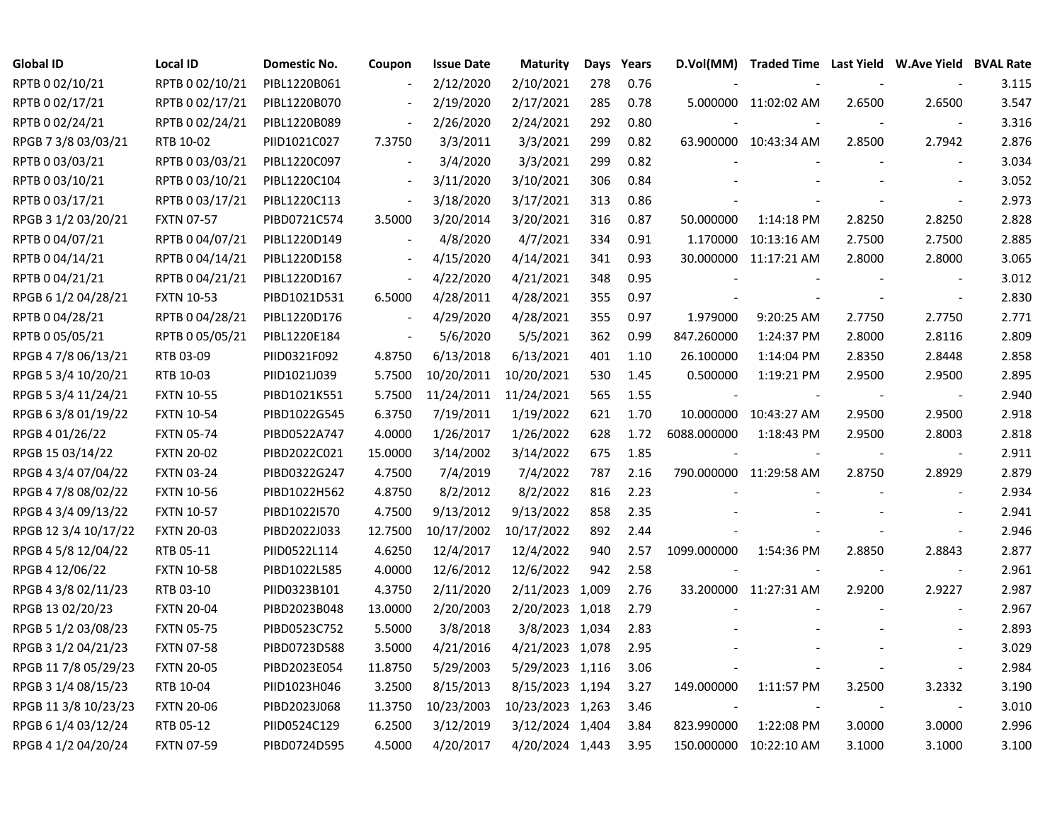| Global ID | Local ID | Domestic No. | Coupon | Issue Date | Maturity | Days | Years | D.Vol(MM) | Traded Time | Last Yield | W.Ave Yield | BVAL Rate |
|---|---|---|---|---|---|---|---|---|---|---|---|---|
| RPTB 0 02/10/21 | RPTB 0 02/10/21 | PIBL1220B061 | - | 2/12/2020 | 2/10/2021 | 278 | 0.76 | - | - | - | - | 3.115 |
| RPTB 0 02/17/21 | RPTB 0 02/17/21 | PIBL1220B070 | - | 2/19/2020 | 2/17/2021 | 285 | 0.78 | 5.000000 | 11:02:02 AM | 2.6500 | 2.6500 | 3.547 |
| RPTB 0 02/24/21 | RPTB 0 02/24/21 | PIBL1220B089 | - | 2/26/2020 | 2/24/2021 | 292 | 0.80 | - | - | - | - | 3.316 |
| RPGB 7 3/8 03/03/21 | RTB 10-02 | PIID1021C027 | 7.3750 | 3/3/2011 | 3/3/2021 | 299 | 0.82 | 63.900000 | 10:43:34 AM | 2.8500 | 2.7942 | 2.876 |
| RPTB 0 03/03/21 | RPTB 0 03/03/21 | PIBL1220C097 | - | 3/4/2020 | 3/3/2021 | 299 | 0.82 | - | - | - | - | 3.034 |
| RPTB 0 03/10/21 | RPTB 0 03/10/21 | PIBL1220C104 | - | 3/11/2020 | 3/10/2021 | 306 | 0.84 | - | - | - | - | 3.052 |
| RPTB 0 03/17/21 | RPTB 0 03/17/21 | PIBL1220C113 | - | 3/18/2020 | 3/17/2021 | 313 | 0.86 | - | - | - | - | 2.973 |
| RPGB 3 1/2 03/20/21 | FXTN 07-57 | PIBD0721C574 | 3.5000 | 3/20/2014 | 3/20/2021 | 316 | 0.87 | 50.000000 | 1:14:18 PM | 2.8250 | 2.8250 | 2.828 |
| RPTB 0 04/07/21 | RPTB 0 04/07/21 | PIBL1220D149 | - | 4/8/2020 | 4/7/2021 | 334 | 0.91 | 1.170000 | 10:13:16 AM | 2.7500 | 2.7500 | 2.885 |
| RPTB 0 04/14/21 | RPTB 0 04/14/21 | PIBL1220D158 | - | 4/15/2020 | 4/14/2021 | 341 | 0.93 | 30.000000 | 11:17:21 AM | 2.8000 | 2.8000 | 3.065 |
| RPTB 0 04/21/21 | RPTB 0 04/21/21 | PIBL1220D167 | - | 4/22/2020 | 4/21/2021 | 348 | 0.95 | - | - | - | - | 3.012 |
| RPGB 6 1/2 04/28/21 | FXTN 10-53 | PIBD1021D531 | 6.5000 | 4/28/2011 | 4/28/2021 | 355 | 0.97 | - | - | - | - | 2.830 |
| RPTB 0 04/28/21 | RPTB 0 04/28/21 | PIBL1220D176 | - | 4/29/2020 | 4/28/2021 | 355 | 0.97 | 1.979000 | 9:20:25 AM | 2.7750 | 2.7750 | 2.771 |
| RPTB 0 05/05/21 | RPTB 0 05/05/21 | PIBL1220E184 | - | 5/6/2020 | 5/5/2021 | 362 | 0.99 | 847.260000 | 1:24:37 PM | 2.8000 | 2.8116 | 2.809 |
| RPGB 4 7/8 06/13/21 | RTB 03-09 | PIID0321F092 | 4.8750 | 6/13/2018 | 6/13/2021 | 401 | 1.10 | 26.100000 | 1:14:04 PM | 2.8350 | 2.8448 | 2.858 |
| RPGB 5 3/4 10/20/21 | RTB 10-03 | PIID1021J039 | 5.7500 | 10/20/2011 | 10/20/2021 | 530 | 1.45 | 0.500000 | 1:19:21 PM | 2.9500 | 2.9500 | 2.895 |
| RPGB 5 3/4 11/24/21 | FXTN 10-55 | PIBD1021K551 | 5.7500 | 11/24/2011 | 11/24/2021 | 565 | 1.55 | - | - | - | - | 2.940 |
| RPGB 6 3/8 01/19/22 | FXTN 10-54 | PIBD1022G545 | 6.3750 | 7/19/2011 | 1/19/2022 | 621 | 1.70 | 10.000000 | 10:43:27 AM | 2.9500 | 2.9500 | 2.918 |
| RPGB 4 01/26/22 | FXTN 05-74 | PIBD0522A747 | 4.0000 | 1/26/2017 | 1/26/2022 | 628 | 1.72 | 6088.000000 | 1:18:43 PM | 2.9500 | 2.8003 | 2.818 |
| RPGB 15 03/14/22 | FXTN 20-02 | PIBD2022C021 | 15.0000 | 3/14/2002 | 3/14/2022 | 675 | 1.85 | - | - | - | - | 2.911 |
| RPGB 4 3/4 07/04/22 | FXTN 03-24 | PIBD0322G247 | 4.7500 | 7/4/2019 | 7/4/2022 | 787 | 2.16 | 790.000000 | 11:29:58 AM | 2.8750 | 2.8929 | 2.879 |
| RPGB 4 7/8 08/02/22 | FXTN 10-56 | PIBD1022H562 | 4.8750 | 8/2/2012 | 8/2/2022 | 816 | 2.23 | - | - | - | - | 2.934 |
| RPGB 4 3/4 09/13/22 | FXTN 10-57 | PIBD1022I570 | 4.7500 | 9/13/2012 | 9/13/2022 | 858 | 2.35 | - | - | - | - | 2.941 |
| RPGB 12 3/4 10/17/22 | FXTN 20-03 | PIBD2022J033 | 12.7500 | 10/17/2002 | 10/17/2022 | 892 | 2.44 | - | - | - | - | 2.946 |
| RPGB 4 5/8 12/04/22 | RTB 05-11 | PIID0522L114 | 4.6250 | 12/4/2017 | 12/4/2022 | 940 | 2.57 | 1099.000000 | 1:54:36 PM | 2.8850 | 2.8843 | 2.877 |
| RPGB 4 12/06/22 | FXTN 10-58 | PIBD1022L585 | 4.0000 | 12/6/2012 | 12/6/2022 | 942 | 2.58 | - | - | - | - | 2.961 |
| RPGB 4 3/8 02/11/23 | RTB 03-10 | PIID0323B101 | 4.3750 | 2/11/2020 | 2/11/2023 | 1,009 | 2.76 | 33.200000 | 11:27:31 AM | 2.9200 | 2.9227 | 2.987 |
| RPGB 13 02/20/23 | FXTN 20-04 | PIBD2023B048 | 13.0000 | 2/20/2003 | 2/20/2023 | 1,018 | 2.79 | - | - | - | - | 2.967 |
| RPGB 5 1/2 03/08/23 | FXTN 05-75 | PIBD0523C752 | 5.5000 | 3/8/2018 | 3/8/2023 | 1,034 | 2.83 | - | - | - | - | 2.893 |
| RPGB 3 1/2 04/21/23 | FXTN 07-58 | PIBD0723D588 | 3.5000 | 4/21/2016 | 4/21/2023 | 1,078 | 2.95 | - | - | - | - | 3.029 |
| RPGB 11 7/8 05/29/23 | FXTN 20-05 | PIBD2023E054 | 11.8750 | 5/29/2003 | 5/29/2023 | 1,116 | 3.06 | - | - | - | - | 2.984 |
| RPGB 3 1/4 08/15/23 | RTB 10-04 | PIID1023H046 | 3.2500 | 8/15/2013 | 8/15/2023 | 1,194 | 3.27 | 149.000000 | 1:11:57 PM | 3.2500 | 3.2332 | 3.190 |
| RPGB 11 3/8 10/23/23 | FXTN 20-06 | PIBD2023J068 | 11.3750 | 10/23/2003 | 10/23/2023 | 1,263 | 3.46 | - | - | - | - | 3.010 |
| RPGB 6 1/4 03/12/24 | RTB 05-12 | PIID0524C129 | 6.2500 | 3/12/2019 | 3/12/2024 | 1,404 | 3.84 | 823.990000 | 1:22:08 PM | 3.0000 | 3.0000 | 2.996 |
| RPGB 4 1/2 04/20/24 | FXTN 07-59 | PIBD0724D595 | 4.5000 | 4/20/2017 | 4/20/2024 | 1,443 | 3.95 | 150.000000 | 10:22:10 AM | 3.1000 | 3.1000 | 3.100 |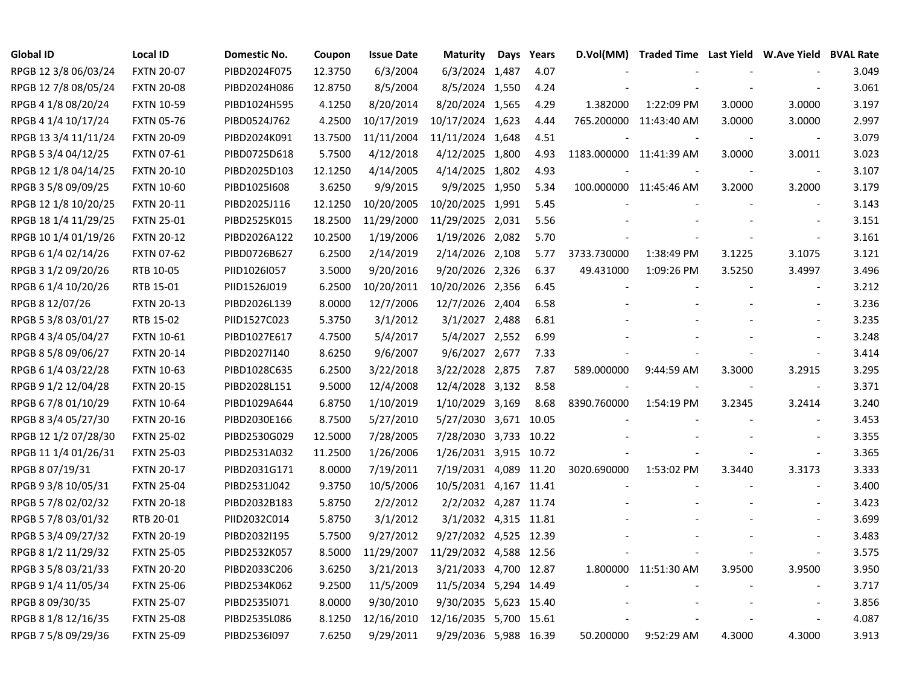| Global ID | Local ID | Domestic No. | Coupon | Issue Date | Maturity | Days | Years | D.Vol(MM) | Traded Time | Last Yield | W.Ave Yield | BVAL Rate |
|---|---|---|---|---|---|---|---|---|---|---|---|---|
| RPGB 12 3/8 06/03/24 | FXTN 20-07 | PIBD2024F075 | 12.3750 | 6/3/2004 | 6/3/2024 | 1,487 | 4.07 | - | - | - | - | 3.049 |
| RPGB 12 7/8 08/05/24 | FXTN 20-08 | PIBD2024H086 | 12.8750 | 8/5/2004 | 8/5/2024 | 1,550 | 4.24 | - | - | - | - | 3.061 |
| RPGB 4 1/8 08/20/24 | FXTN 10-59 | PIBD1024H595 | 4.1250 | 8/20/2014 | 8/20/2024 | 1,565 | 4.29 | 1.382000 | 1:22:09 PM | 3.0000 | 3.0000 | 3.197 |
| RPGB 4 1/4 10/17/24 | FXTN 05-76 | PIBD0524J762 | 4.2500 | 10/17/2019 | 10/17/2024 | 1,623 | 4.44 | 765.200000 | 11:43:40 AM | 3.0000 | 3.0000 | 2.997 |
| RPGB 13 3/4 11/11/24 | FXTN 20-09 | PIBD2024K091 | 13.7500 | 11/11/2004 | 11/11/2024 | 1,648 | 4.51 | - | - | - | - | 3.079 |
| RPGB 5 3/4 04/12/25 | FXTN 07-61 | PIBD0725D618 | 5.7500 | 4/12/2018 | 4/12/2025 | 1,800 | 4.93 | 1183.000000 | 11:41:39 AM | 3.0000 | 3.0011 | 3.023 |
| RPGB 12 1/8 04/14/25 | FXTN 20-10 | PIBD2025D103 | 12.1250 | 4/14/2005 | 4/14/2025 | 1,802 | 4.93 | - | - | - | - | 3.107 |
| RPGB 3 5/8 09/09/25 | FXTN 10-60 | PIBD1025I608 | 3.6250 | 9/9/2015 | 9/9/2025 | 1,950 | 5.34 | 100.000000 | 11:45:46 AM | 3.2000 | 3.2000 | 3.179 |
| RPGB 12 1/8 10/20/25 | FXTN 20-11 | PIBD2025J116 | 12.1250 | 10/20/2005 | 10/20/2025 | 1,991 | 5.45 | - | - | - | - | 3.143 |
| RPGB 18 1/4 11/29/25 | FXTN 25-01 | PIBD2525K015 | 18.2500 | 11/29/2000 | 11/29/2025 | 2,031 | 5.56 | - | - | - | - | 3.151 |
| RPGB 10 1/4 01/19/26 | FXTN 20-12 | PIBD2026A122 | 10.2500 | 1/19/2006 | 1/19/2026 | 2,082 | 5.70 | - | - | - | - | 3.161 |
| RPGB 6 1/4 02/14/26 | FXTN 07-62 | PIBD0726B627 | 6.2500 | 2/14/2019 | 2/14/2026 | 2,108 | 5.77 | 3733.730000 | 1:38:49 PM | 3.1225 | 3.1075 | 3.121 |
| RPGB 3 1/2 09/20/26 | RTB 10-05 | PIID1026I057 | 3.5000 | 9/20/2016 | 9/20/2026 | 2,326 | 6.37 | 49.431000 | 1:09:26 PM | 3.5250 | 3.4997 | 3.496 |
| RPGB 6 1/4 10/20/26 | RTB 15-01 | PIID1526J019 | 6.2500 | 10/20/2011 | 10/20/2026 | 2,356 | 6.45 | - | - | - | - | 3.212 |
| RPGB 8 12/07/26 | FXTN 20-13 | PIBD2026L139 | 8.0000 | 12/7/2006 | 12/7/2026 | 2,404 | 6.58 | - | - | - | - | 3.236 |
| RPGB 5 3/8 03/01/27 | RTB 15-02 | PIID1527C023 | 5.3750 | 3/1/2012 | 3/1/2027 | 2,488 | 6.81 | - | - | - | - | 3.235 |
| RPGB 4 3/4 05/04/27 | FXTN 10-61 | PIBD1027E617 | 4.7500 | 5/4/2017 | 5/4/2027 | 2,552 | 6.99 | - | - | - | - | 3.248 |
| RPGB 8 5/8 09/06/27 | FXTN 20-14 | PIBD2027I140 | 8.6250 | 9/6/2007 | 9/6/2027 | 2,677 | 7.33 | - | - | - | - | 3.414 |
| RPGB 6 1/4 03/22/28 | FXTN 10-63 | PIBD1028C635 | 6.2500 | 3/22/2018 | 3/22/2028 | 2,875 | 7.87 | 589.000000 | 9:44:59 AM | 3.3000 | 3.2915 | 3.295 |
| RPGB 9 1/2 12/04/28 | FXTN 20-15 | PIBD2028L151 | 9.5000 | 12/4/2008 | 12/4/2028 | 3,132 | 8.58 | - | - | - | - | 3.371 |
| RPGB 6 7/8 01/10/29 | FXTN 10-64 | PIBD1029A644 | 6.8750 | 1/10/2019 | 1/10/2029 | 3,169 | 8.68 | 8390.760000 | 1:54:19 PM | 3.2345 | 3.2414 | 3.240 |
| RPGB 8 3/4 05/27/30 | FXTN 20-16 | PIBD2030E166 | 8.7500 | 5/27/2010 | 5/27/2030 | 3,671 | 10.05 | - | - | - | - | 3.453 |
| RPGB 12 1/2 07/28/30 | FXTN 25-02 | PIBD2530G029 | 12.5000 | 7/28/2005 | 7/28/2030 | 3,733 | 10.22 | - | - | - | - | 3.355 |
| RPGB 11 1/4 01/26/31 | FXTN 25-03 | PIBD2531A032 | 11.2500 | 1/26/2006 | 1/26/2031 | 3,915 | 10.72 | - | - | - | - | 3.365 |
| RPGB 8 07/19/31 | FXTN 20-17 | PIBD2031G171 | 8.0000 | 7/19/2011 | 7/19/2031 | 4,089 | 11.20 | 3020.690000 | 1:53:02 PM | 3.3440 | 3.3173 | 3.333 |
| RPGB 9 3/8 10/05/31 | FXTN 25-04 | PIBD2531J042 | 9.3750 | 10/5/2006 | 10/5/2031 | 4,167 | 11.41 | - | - | - | - | 3.400 |
| RPGB 5 7/8 02/02/32 | FXTN 20-18 | PIBD2032B183 | 5.8750 | 2/2/2012 | 2/2/2032 | 4,287 | 11.74 | - | - | - | - | 3.423 |
| RPGB 5 7/8 03/01/32 | RTB 20-01 | PIID2032C014 | 5.8750 | 3/1/2012 | 3/1/2032 | 4,315 | 11.81 | - | - | - | - | 3.699 |
| RPGB 5 3/4 09/27/32 | FXTN 20-19 | PIBD2032I195 | 5.7500 | 9/27/2012 | 9/27/2032 | 4,525 | 12.39 | - | - | - | - | 3.483 |
| RPGB 8 1/2 11/29/32 | FXTN 25-05 | PIBD2532K057 | 8.5000 | 11/29/2007 | 11/29/2032 | 4,588 | 12.56 | - | - | - | - | 3.575 |
| RPGB 3 5/8 03/21/33 | FXTN 20-20 | PIBD2033C206 | 3.6250 | 3/21/2013 | 3/21/2033 | 4,700 | 12.87 | 1.800000 | 11:51:30 AM | 3.9500 | 3.9500 | 3.950 |
| RPGB 9 1/4 11/05/34 | FXTN 25-06 | PIBD2534K062 | 9.2500 | 11/5/2009 | 11/5/2034 | 5,294 | 14.49 | - | - | - | - | 3.717 |
| RPGB 8 09/30/35 | FXTN 25-07 | PIBD2535I071 | 8.0000 | 9/30/2010 | 9/30/2035 | 5,623 | 15.40 | - | - | - | - | 3.856 |
| RPGB 8 1/8 12/16/35 | FXTN 25-08 | PIBD2535L086 | 8.1250 | 12/16/2010 | 12/16/2035 | 5,700 | 15.61 | - | - | - | - | 4.087 |
| RPGB 7 5/8 09/29/36 | FXTN 25-09 | PIBD2536I097 | 7.6250 | 9/29/2011 | 9/29/2036 | 5,988 | 16.39 | 50.200000 | 9:52:29 AM | 4.3000 | 4.3000 | 3.913 |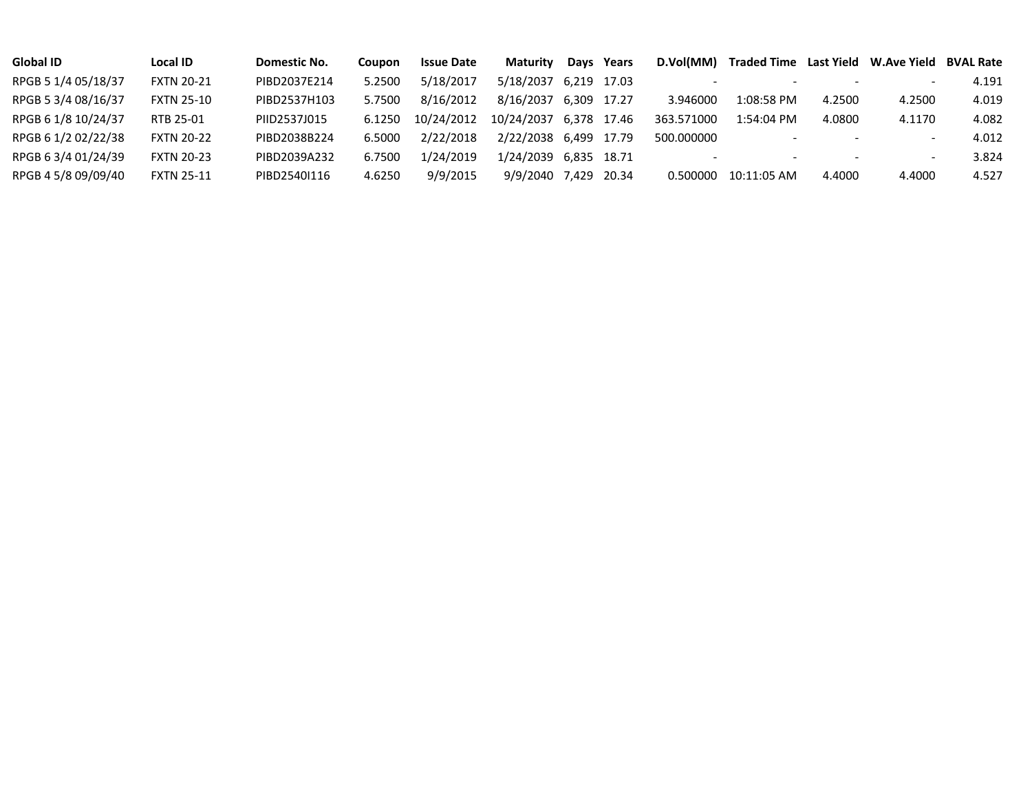| Global ID | Local ID | Domestic No. | Coupon | Issue Date | Maturity | Days | Years | D.Vol(MM) | Traded Time | Last Yield | W.Ave Yield | BVAL Rate |
|---|---|---|---|---|---|---|---|---|---|---|---|---|
| RPGB 5 1/4 05/18/37 | FXTN 20-21 | PIBD2037E214 | 5.2500 | 5/18/2017 | 5/18/2037 | 6,219 | 17.03 | - | - | - | - | 4.191 |
| RPGB 5 3/4 08/16/37 | FXTN 25-10 | PIBD2537H103 | 5.7500 | 8/16/2012 | 8/16/2037 | 6,309 | 17.27 | 3.946000 | 1:08:58 PM | 4.2500 | 4.2500 | 4.019 |
| RPGB 6 1/8 10/24/37 | RTB 25-01 | PIID2537J015 | 6.1250 | 10/24/2012 | 10/24/2037 | 6,378 | 17.46 | 363.571000 | 1:54:04 PM | 4.0800 | 4.1170 | 4.082 |
| RPGB 6 1/2 02/22/38 | FXTN 20-22 | PIBD2038B224 | 6.5000 | 2/22/2018 | 2/22/2038 | 6,499 | 17.79 | 500.000000 | - | - | - | 4.012 |
| RPGB 6 3/4 01/24/39 | FXTN 20-23 | PIBD2039A232 | 6.7500 | 1/24/2019 | 1/24/2039 | 6,835 | 18.71 | - | - | - | - | 3.824 |
| RPGB 4 5/8 09/09/40 | FXTN 25-11 | PIBD2540I116 | 4.6250 | 9/9/2015 | 9/9/2040 | 7,429 | 20.34 | 0.500000 | 10:11:05 AM | 4.4000 | 4.4000 | 4.527 |